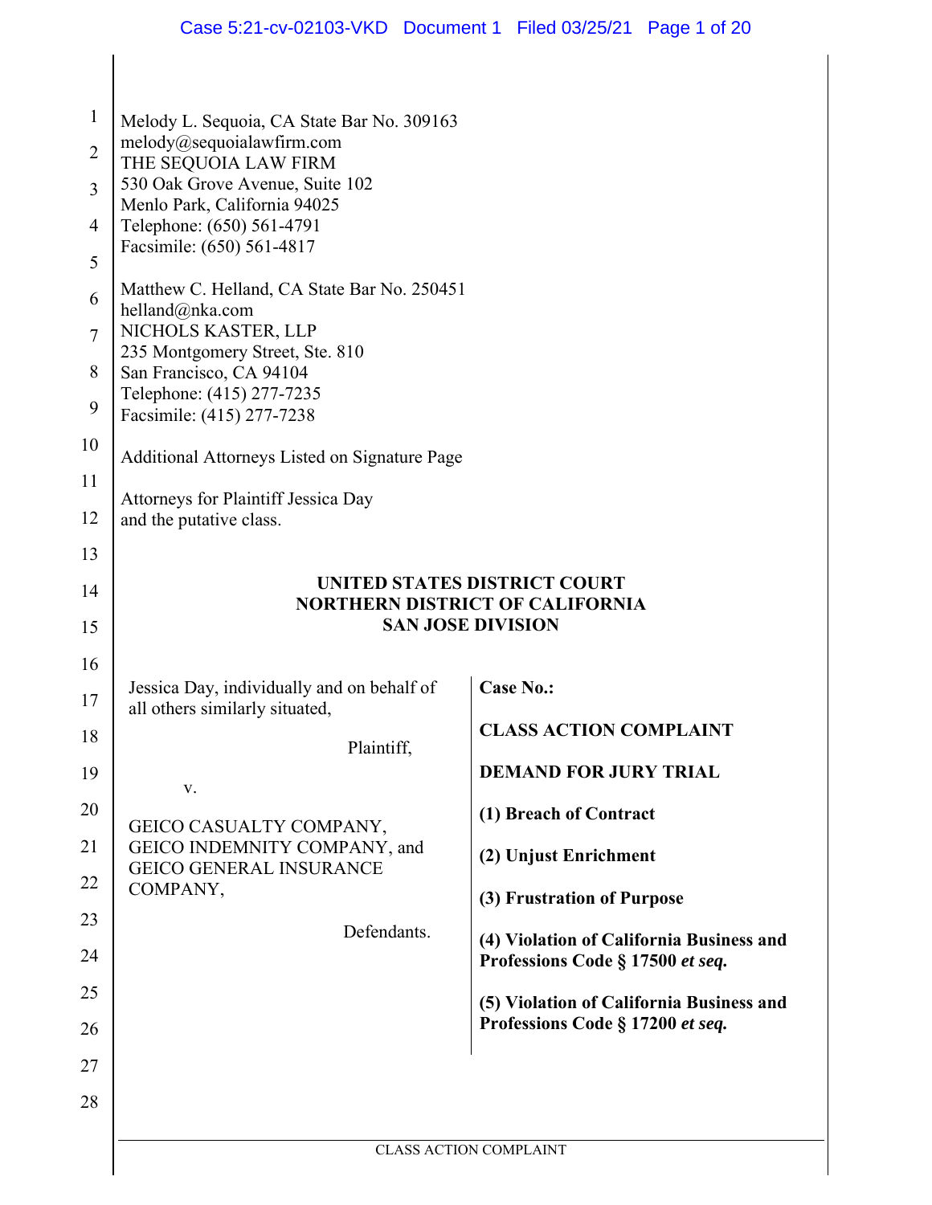Melody L. Sequoia, CA State Bar No. 309163
melody@sequoialawfirm.com
THE SEQUOIA LAW FIRM
530 Oak Grove Avenue, Suite 102
Menlo Park, California 94025
Telephone: (650) 561-4791
Facsimile: (650) 561-4817

Matthew C. Helland, CA State Bar No. 250451
helland@nka.com
NICHOLS KASTER, LLP
235 Montgomery Street, Ste. 810
San Francisco, CA 94104
Telephone: (415) 277-7235
Facsimile: (415) 277-7238

Additional Attorneys Listed on Signature Page

Attorneys for Plaintiff Jessica Day
and the putative class.

**UNITED STATES DISTRICT COURT**
**NORTHERN DISTRICT OF CALIFORNIA**
**SAN JOSE DIVISION**

| | |
|---|---|
| Jessica Day, individually and on behalf of all others similarly situated,<br><br>Plaintiff,<br><br>v.<br><br>GEICO CASUALTY COMPANY, GEICO INDEMNITY COMPANY, and GEICO GENERAL INSURANCE COMPANY,<br><br>Defendants. | **Case No.:**<br><br>**CLASS ACTION COMPLAINT**<br><br>**DEMAND FOR JURY TRIAL**<br><br>**(1) Breach of Contract**<br><br>**(2) Unjust Enrichment**<br><br>**(3) Frustration of Purpose**<br><br>**(4) Violation of California Business and Professions Code § 17500 *et seq.***<br><br>**(5) Violation of California Business and Professions Code § 17200 *et seq.*** |

CLASS ACTION COMPLAINT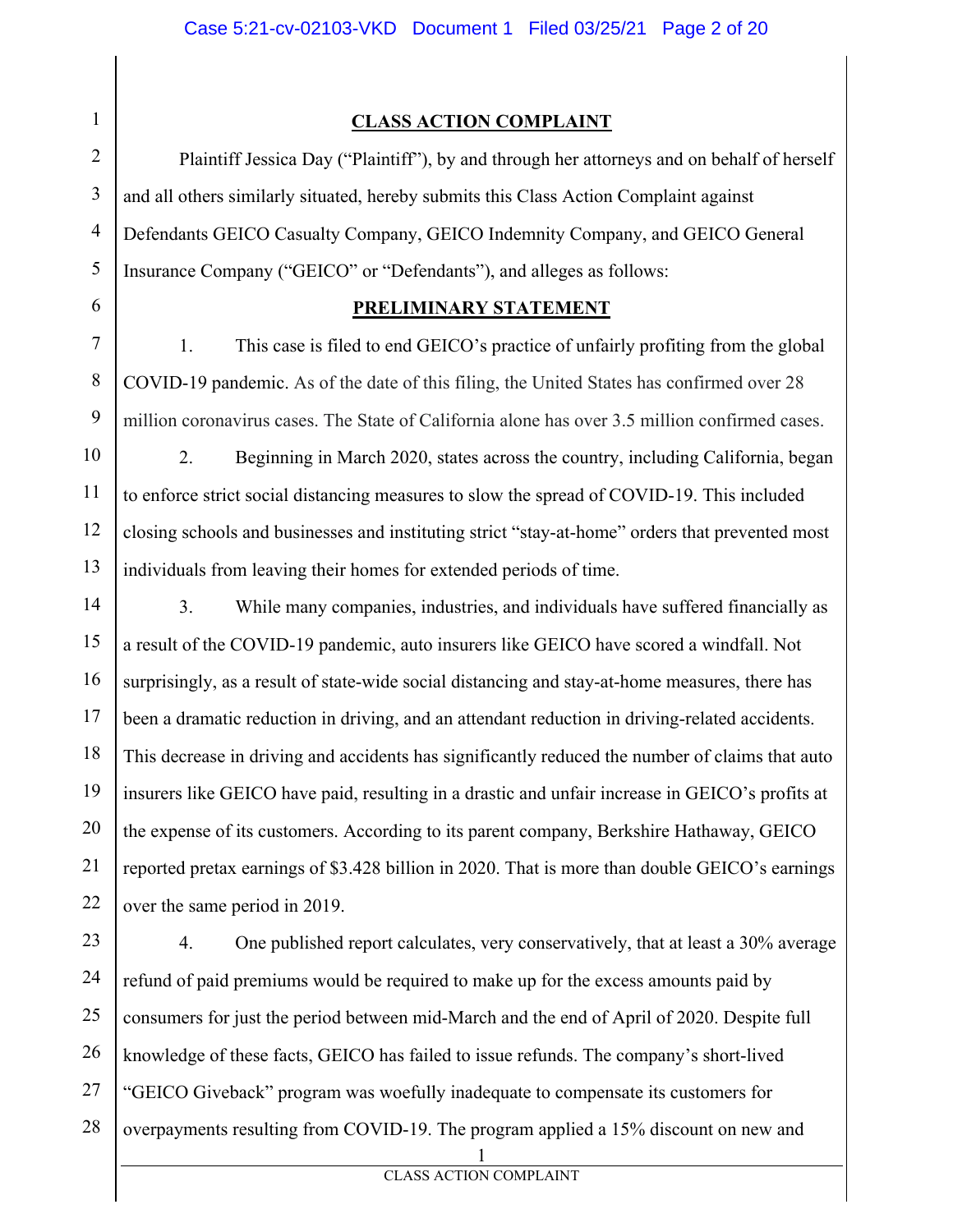## CLASS ACTION COMPLAINT

Plaintiff Jessica Day ("Plaintiff"), by and through her attorneys and on behalf of herself and all others similarly situated, hereby submits this Class Action Complaint against Defendants GEICO Casualty Company, GEICO Indemnity Company, and GEICO General Insurance Company ("GEICO" or "Defendants"), and alleges as follows:

## PRELIMINARY STATEMENT

1. This case is filed to end GEICO's practice of unfairly profiting from the global COVID-19 pandemic. As of the date of this filing, the United States has confirmed over 28 million coronavirus cases. The State of California alone has over 3.5 million confirmed cases.

2. Beginning in March 2020, states across the country, including California, began to enforce strict social distancing measures to slow the spread of COVID-19. This included closing schools and businesses and instituting strict "stay-at-home" orders that prevented most individuals from leaving their homes for extended periods of time.

3. While many companies, industries, and individuals have suffered financially as a result of the COVID-19 pandemic, auto insurers like GEICO have scored a windfall. Not surprisingly, as a result of state-wide social distancing and stay-at-home measures, there has been a dramatic reduction in driving, and an attendant reduction in driving-related accidents. This decrease in driving and accidents has significantly reduced the number of claims that auto insurers like GEICO have paid, resulting in a drastic and unfair increase in GEICO's profits at the expense of its customers. According to its parent company, Berkshire Hathaway, GEICO reported pretax earnings of $3.428 billion in 2020. That is more than double GEICO's earnings over the same period in 2019.

4. One published report calculates, very conservatively, that at least a 30% average refund of paid premiums would be required to make up for the excess amounts paid by consumers for just the period between mid-March and the end of April of 2020. Despite full knowledge of these facts, GEICO has failed to issue refunds. The company's short-lived "GEICO Giveback" program was woefully inadequate to compensate its customers for overpayments resulting from COVID-19. The program applied a 15% discount on new and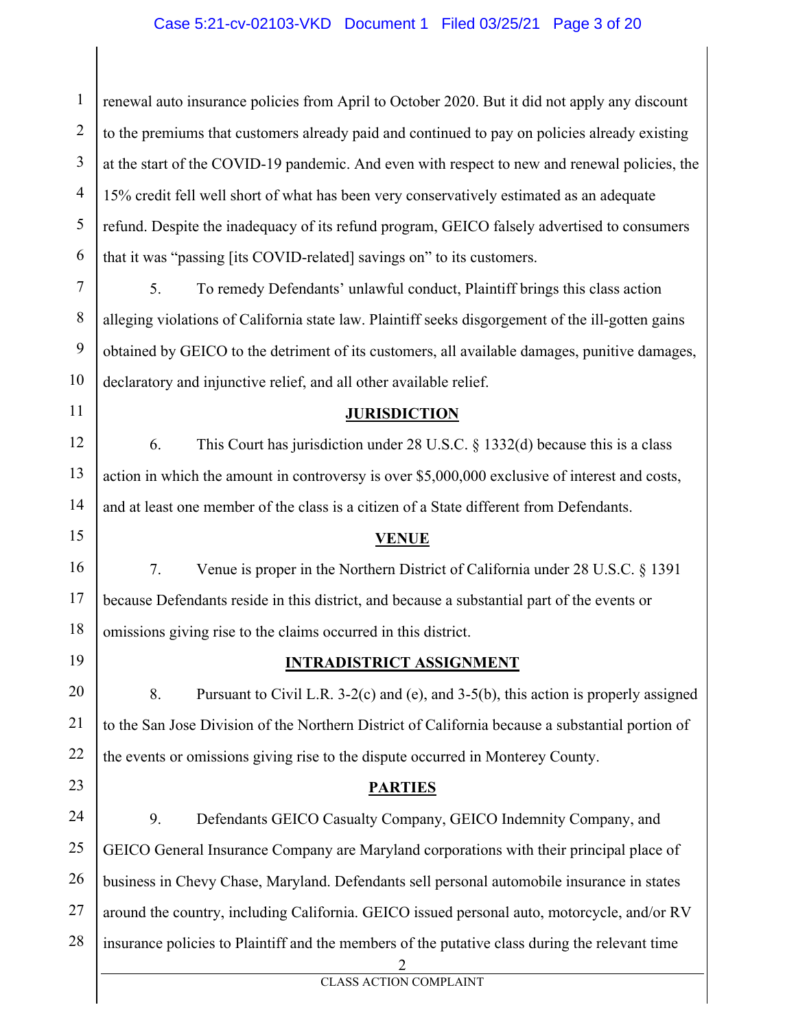renewal auto insurance policies from April to October 2020. But it did not apply any discount to the premiums that customers already paid and continued to pay on policies already existing at the start of the COVID-19 pandemic. And even with respect to new and renewal policies, the 15% credit fell well short of what has been very conservatively estimated as an adequate refund. Despite the inadequacy of its refund program, GEICO falsely advertised to consumers that it was "passing [its COVID-related] savings on" to its customers.

5. To remedy Defendants' unlawful conduct, Plaintiff brings this class action alleging violations of California state law. Plaintiff seeks disgorgement of the ill-gotten gains obtained by GEICO to the detriment of its customers, all available damages, punitive damages, declaratory and injunctive relief, and all other available relief.

## JURISDICTION

6. This Court has jurisdiction under 28 U.S.C. § 1332(d) because this is a class action in which the amount in controversy is over $5,000,000 exclusive of interest and costs, and at least one member of the class is a citizen of a State different from Defendants.

## VENUE

7. Venue is proper in the Northern District of California under 28 U.S.C. § 1391 because Defendants reside in this district, and because a substantial part of the events or omissions giving rise to the claims occurred in this district.

## INTRADISTRICT ASSIGNMENT

8. Pursuant to Civil L.R. 3-2(c) and (e), and 3-5(b), this action is properly assigned to the San Jose Division of the Northern District of California because a substantial portion of the events or omissions giving rise to the dispute occurred in Monterey County.

## PARTIES

9. Defendants GEICO Casualty Company, GEICO Indemnity Company, and GEICO General Insurance Company are Maryland corporations with their principal place of business in Chevy Chase, Maryland. Defendants sell personal automobile insurance in states around the country, including California. GEICO issued personal auto, motorcycle, and/or RV insurance policies to Plaintiff and the members of the putative class during the relevant time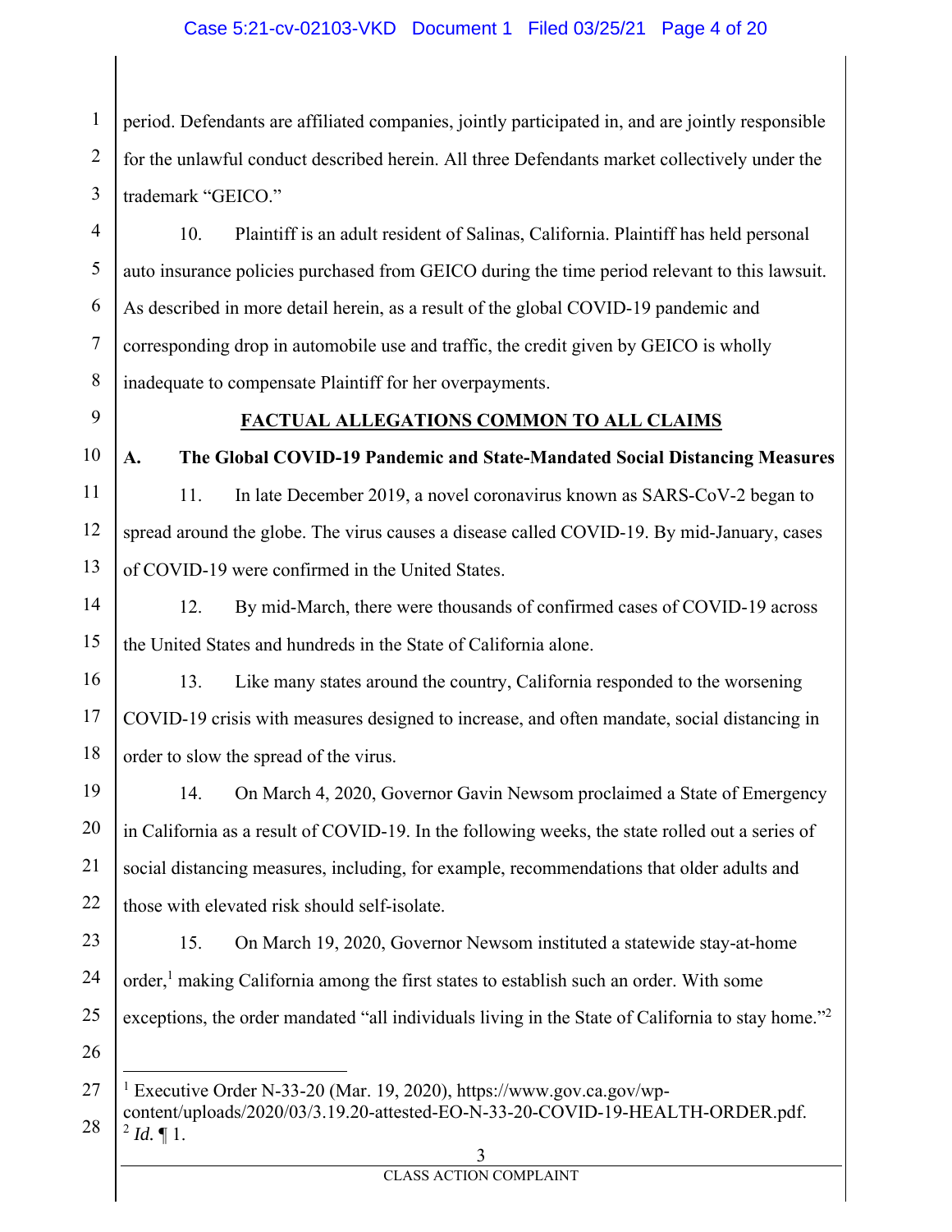period. Defendants are affiliated companies, jointly participated in, and are jointly responsible for the unlawful conduct described herein. All three Defendants market collectively under the trademark "GEICO."

10. Plaintiff is an adult resident of Salinas, California. Plaintiff has held personal auto insurance policies purchased from GEICO during the time period relevant to this lawsuit. As described in more detail herein, as a result of the global COVID-19 pandemic and corresponding drop in automobile use and traffic, the credit given by GEICO is wholly inadequate to compensate Plaintiff for her overpayments.

## FACTUAL ALLEGATIONS COMMON TO ALL CLAIMS

### A. The Global COVID-19 Pandemic and State-Mandated Social Distancing Measures

11. In late December 2019, a novel coronavirus known as SARS-CoV-2 began to spread around the globe. The virus causes a disease called COVID-19. By mid-January, cases of COVID-19 were confirmed in the United States.

12. By mid-March, there were thousands of confirmed cases of COVID-19 across the United States and hundreds in the State of California alone.

13. Like many states around the country, California responded to the worsening COVID-19 crisis with measures designed to increase, and often mandate, social distancing in order to slow the spread of the virus.

14. On March 4, 2020, Governor Gavin Newsom proclaimed a State of Emergency in California as a result of COVID-19. In the following weeks, the state rolled out a series of social distancing measures, including, for example, recommendations that older adults and those with elevated risk should self-isolate.

15. On March 19, 2020, Governor Newsom instituted a statewide stay-at-home order,[1] making California among the first states to establish such an order. With some exceptions, the order mandated "all individuals living in the State of California to stay home."[2]

---

[1] Executive Order N-33-20 (Mar. 19, 2020), https://www.gov.ca.gov/wp-content/uploads/2020/03/3.19.20-attested-EO-N-33-20-COVID-19-HEALTH-ORDER.pdf.

[2] *Id.* ¶ 1.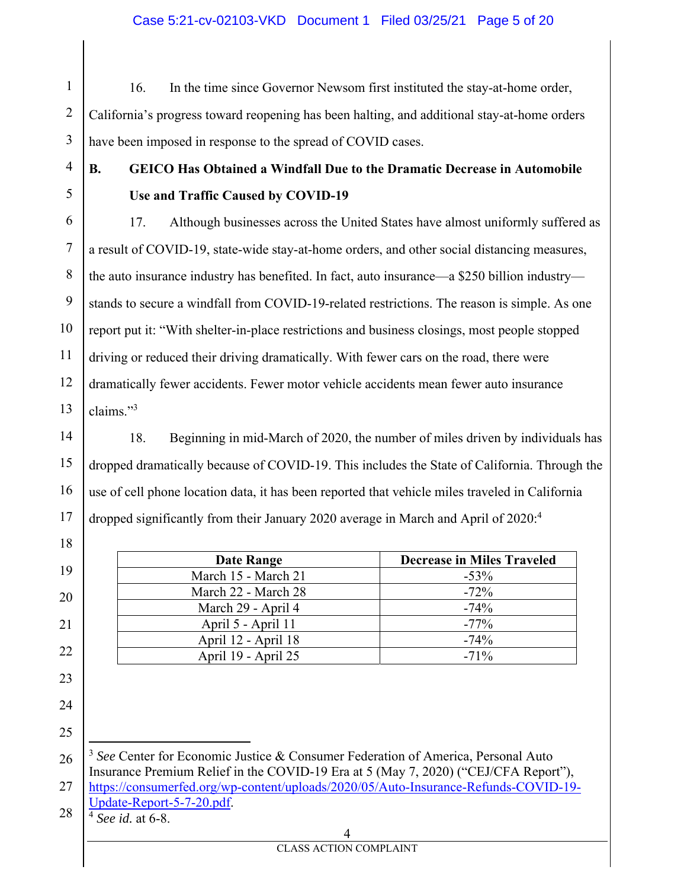16. In the time since Governor Newsom first instituted the stay-at-home order, California's progress toward reopening has been halting, and additional stay-at-home orders have been imposed in response to the spread of COVID cases.

## B. GEICO Has Obtained a Windfall Due to the Dramatic Decrease in Automobile Use and Traffic Caused by COVID-19

17. Although businesses across the United States have almost uniformly suffered as a result of COVID-19, state-wide stay-at-home orders, and other social distancing measures, the auto insurance industry has benefited. In fact, auto insurance—a $250 billion industry—stands to secure a windfall from COVID-19-related restrictions. The reason is simple. As one report put it: "With shelter-in-place restrictions and business closings, most people stopped driving or reduced their driving dramatically. With fewer cars on the road, there were dramatically fewer accidents. Fewer motor vehicle accidents mean fewer auto insurance claims."[3]

18. Beginning in mid-March of 2020, the number of miles driven by individuals has dropped dramatically because of COVID-19. This includes the State of California. Through the use of cell phone location data, it has been reported that vehicle miles traveled in California dropped significantly from their January 2020 average in March and April of 2020:[4]

| Date Range | Decrease in Miles Traveled |
|---|---|
| March 15 - March 21 | -53% |
| March 22 - March 28 | -72% |
| March 29 - April 4 | -74% |
| April 5 - April 11 | -77% |
| April 12 - April 18 | -74% |
| April 19 - April 25 | -71% |

---

[3] *See* Center for Economic Justice & Consumer Federation of America, Personal Auto Insurance Premium Relief in the COVID-19 Era at 5 (May 7, 2020) ("CEJ/CFA Report"), https://consumerfed.org/wp-content/uploads/2020/05/Auto-Insurance-Refunds-COVID-19-Update-Report-5-7-20.pdf.

[4] *See id.* at 6-8.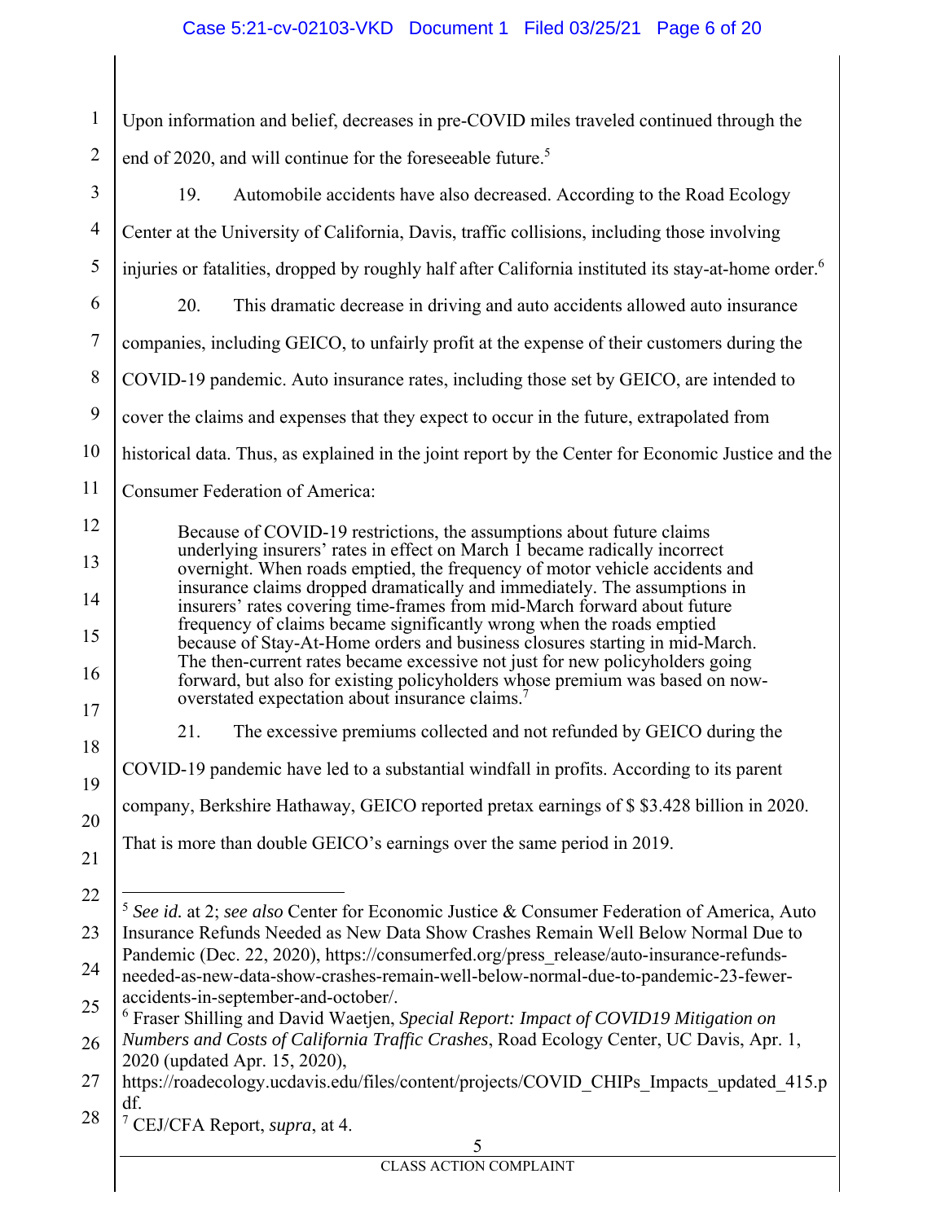Upon information and belief, decreases in pre-COVID miles traveled continued through the end of 2020, and will continue for the foreseeable future.[5]

19. Automobile accidents have also decreased. According to the Road Ecology Center at the University of California, Davis, traffic collisions, including those involving injuries or fatalities, dropped by roughly half after California instituted its stay-at-home order.[6]

20. This dramatic decrease in driving and auto accidents allowed auto insurance companies, including GEICO, to unfairly profit at the expense of their customers during the COVID-19 pandemic. Auto insurance rates, including those set by GEICO, are intended to cover the claims and expenses that they expect to occur in the future, extrapolated from historical data. Thus, as explained in the joint report by the Center for Economic Justice and the Consumer Federation of America:

> Because of COVID-19 restrictions, the assumptions about future claims underlying insurers' rates in effect on March 1 became radically incorrect overnight. When roads emptied, the frequency of motor vehicle accidents and insurance claims dropped dramatically and immediately. The assumptions in insurers' rates covering time-frames from mid-March forward about future frequency of claims became significantly wrong when the roads emptied because of Stay-At-Home orders and business closures starting in mid-March. The then-current rates became excessive not just for new policyholders going forward, but also for existing policyholders whose premium was based on now-overstated expectation about insurance claims.[7]

21. The excessive premiums collected and not refunded by GEICO during the COVID-19 pandemic have led to a substantial windfall in profits. According to its parent company, Berkshire Hathaway, GEICO reported pretax earnings of $ $3.428 billion in 2020. That is more than double GEICO's earnings over the same period in 2019.

---

[5] *See id.* at 2; *see also* Center for Economic Justice & Consumer Federation of America, Auto Insurance Refunds Needed as New Data Show Crashes Remain Well Below Normal Due to Pandemic (Dec. 22, 2020), https://consumerfed.org/press_release/auto-insurance-refunds-needed-as-new-data-show-crashes-remain-well-below-normal-due-to-pandemic-23-fewer-accidents-in-september-and-october/.

[6] Fraser Shilling and David Waetjen, *Special Report: Impact of COVID19 Mitigation on Numbers and Costs of California Traffic Crashes*, Road Ecology Center, UC Davis, Apr. 1, 2020 (updated Apr. 15, 2020), https://roadecology.ucdavis.edu/files/content/projects/COVID_CHIPs_Impacts_updated_415.pdf.

[7] CEJ/CFA Report, *supra*, at 4.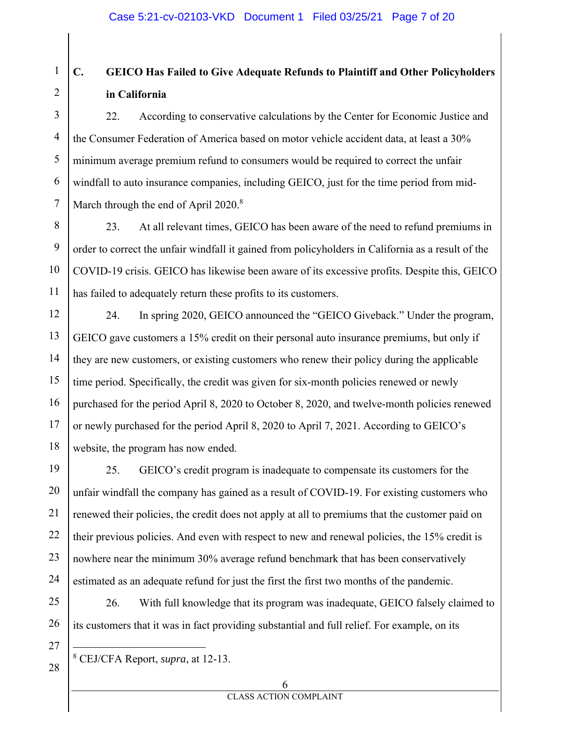### C. GEICO Has Failed to Give Adequate Refunds to Plaintiff and Other Policyholders in California

22. According to conservative calculations by the Center for Economic Justice and the Consumer Federation of America based on motor vehicle accident data, at least a 30% minimum average premium refund to consumers would be required to correct the unfair windfall to auto insurance companies, including GEICO, just for the time period from mid-March through the end of April 2020.[8]

23. At all relevant times, GEICO has been aware of the need to refund premiums in order to correct the unfair windfall it gained from policyholders in California as a result of the COVID-19 crisis. GEICO has likewise been aware of its excessive profits. Despite this, GEICO has failed to adequately return these profits to its customers.

24. In spring 2020, GEICO announced the "GEICO Giveback." Under the program, GEICO gave customers a 15% credit on their personal auto insurance premiums, but only if they are new customers, or existing customers who renew their policy during the applicable time period. Specifically, the credit was given for six-month policies renewed or newly purchased for the period April 8, 2020 to October 8, 2020, and twelve-month policies renewed or newly purchased for the period April 8, 2020 to April 7, 2021. According to GEICO's website, the program has now ended.

25. GEICO's credit program is inadequate to compensate its customers for the unfair windfall the company has gained as a result of COVID-19. For existing customers who renewed their policies, the credit does not apply at all to premiums that the customer paid on their previous policies. And even with respect to new and renewal policies, the 15% credit is nowhere near the minimum 30% average refund benchmark that has been conservatively estimated as an adequate refund for just the first the first two months of the pandemic.

26. With full knowledge that its program was inadequate, GEICO falsely claimed to its customers that it was in fact providing substantial and full relief. For example, on its

---

[8] CEJ/CFA Report, *supra*, at 12-13.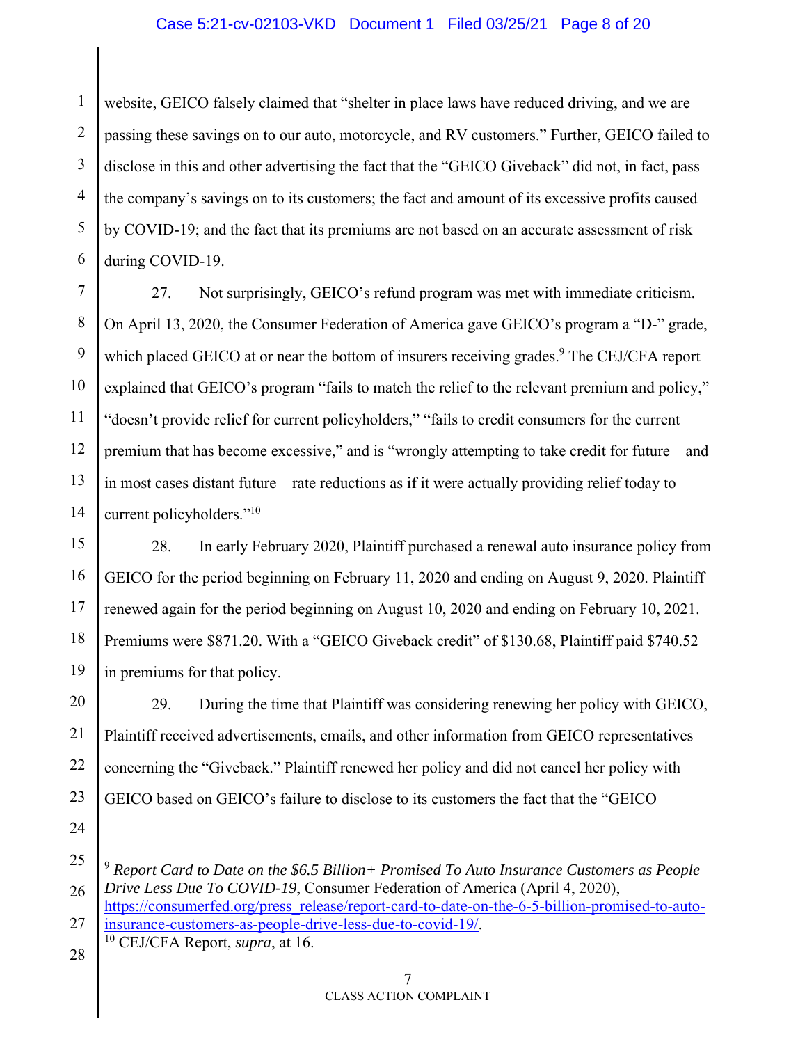website, GEICO falsely claimed that "shelter in place laws have reduced driving, and we are passing these savings on to our auto, motorcycle, and RV customers." Further, GEICO failed to disclose in this and other advertising the fact that the "GEICO Giveback" did not, in fact, pass the company's savings on to its customers; the fact and amount of its excessive profits caused by COVID-19; and the fact that its premiums are not based on an accurate assessment of risk during COVID-19.

27. Not surprisingly, GEICO's refund program was met with immediate criticism. On April 13, 2020, the Consumer Federation of America gave GEICO's program a "D-" grade, which placed GEICO at or near the bottom of insurers receiving grades.[9] The CEJ/CFA report explained that GEICO's program "fails to match the relief to the relevant premium and policy," "doesn't provide relief for current policyholders," "fails to credit consumers for the current premium that has become excessive," and is "wrongly attempting to take credit for future – and in most cases distant future – rate reductions as if it were actually providing relief today to current policyholders."[10]

28. In early February 2020, Plaintiff purchased a renewal auto insurance policy from GEICO for the period beginning on February 11, 2020 and ending on August 9, 2020. Plaintiff renewed again for the period beginning on August 10, 2020 and ending on February 10, 2021. Premiums were $871.20. With a "GEICO Giveback credit" of $130.68, Plaintiff paid $740.52 in premiums for that policy.

29. During the time that Plaintiff was considering renewing her policy with GEICO, Plaintiff received advertisements, emails, and other information from GEICO representatives concerning the "Giveback." Plaintiff renewed her policy and did not cancel her policy with GEICO based on GEICO's failure to disclose to its customers the fact that the "GEICO

---

[9] *Report Card to Date on the $6.5 Billion+ Promised To Auto Insurance Customers as People Drive Less Due To COVID-19*, Consumer Federation of America (April 4, 2020), https://consumerfed.org/press_release/report-card-to-date-on-the-6-5-billion-promised-to-auto-insurance-customers-as-people-drive-less-due-to-covid-19/.

[10] CEJ/CFA Report, *supra*, at 16.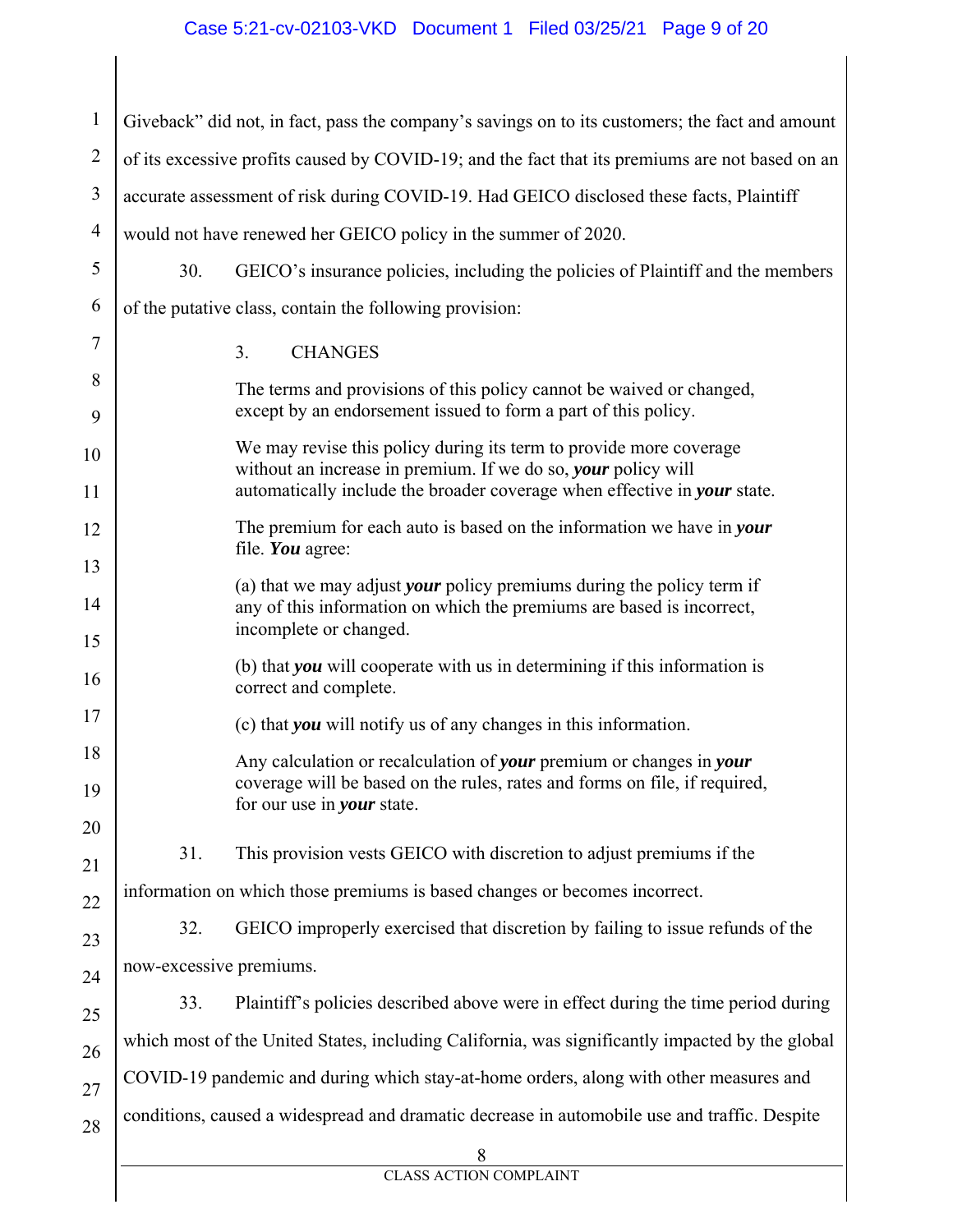Giveback" did not, in fact, pass the company's savings on to its customers; the fact and amount of its excessive profits caused by COVID-19; and the fact that its premiums are not based on an accurate assessment of risk during COVID-19. Had GEICO disclosed these facts, Plaintiff would not have renewed her GEICO policy in the summer of 2020.

30. GEICO's insurance policies, including the policies of Plaintiff and the members of the putative class, contain the following provision:

> 3. CHANGES
>
> The terms and provisions of this policy cannot be waived or changed, except by an endorsement issued to form a part of this policy.
>
> We may revise this policy during its term to provide more coverage without an increase in premium. If we do so, ***your*** policy will automatically include the broader coverage when effective in ***your*** state.
>
> The premium for each auto is based on the information we have in ***your*** file. ***You*** agree:
>
> (a) that we may adjust ***your*** policy premiums during the policy term if any of this information on which the premiums are based is incorrect, incomplete or changed.
>
> (b) that ***you*** will cooperate with us in determining if this information is correct and complete.
>
> (c) that ***you*** will notify us of any changes in this information.
>
> Any calculation or recalculation of ***your*** premium or changes in ***your*** coverage will be based on the rules, rates and forms on file, if required, for our use in ***your*** state.

31. This provision vests GEICO with discretion to adjust premiums if the information on which those premiums is based changes or becomes incorrect.

32. GEICO improperly exercised that discretion by failing to issue refunds of the now-excessive premiums.

33. Plaintiff's policies described above were in effect during the time period during which most of the United States, including California, was significantly impacted by the global COVID-19 pandemic and during which stay-at-home orders, along with other measures and conditions, caused a widespread and dramatic decrease in automobile use and traffic. Despite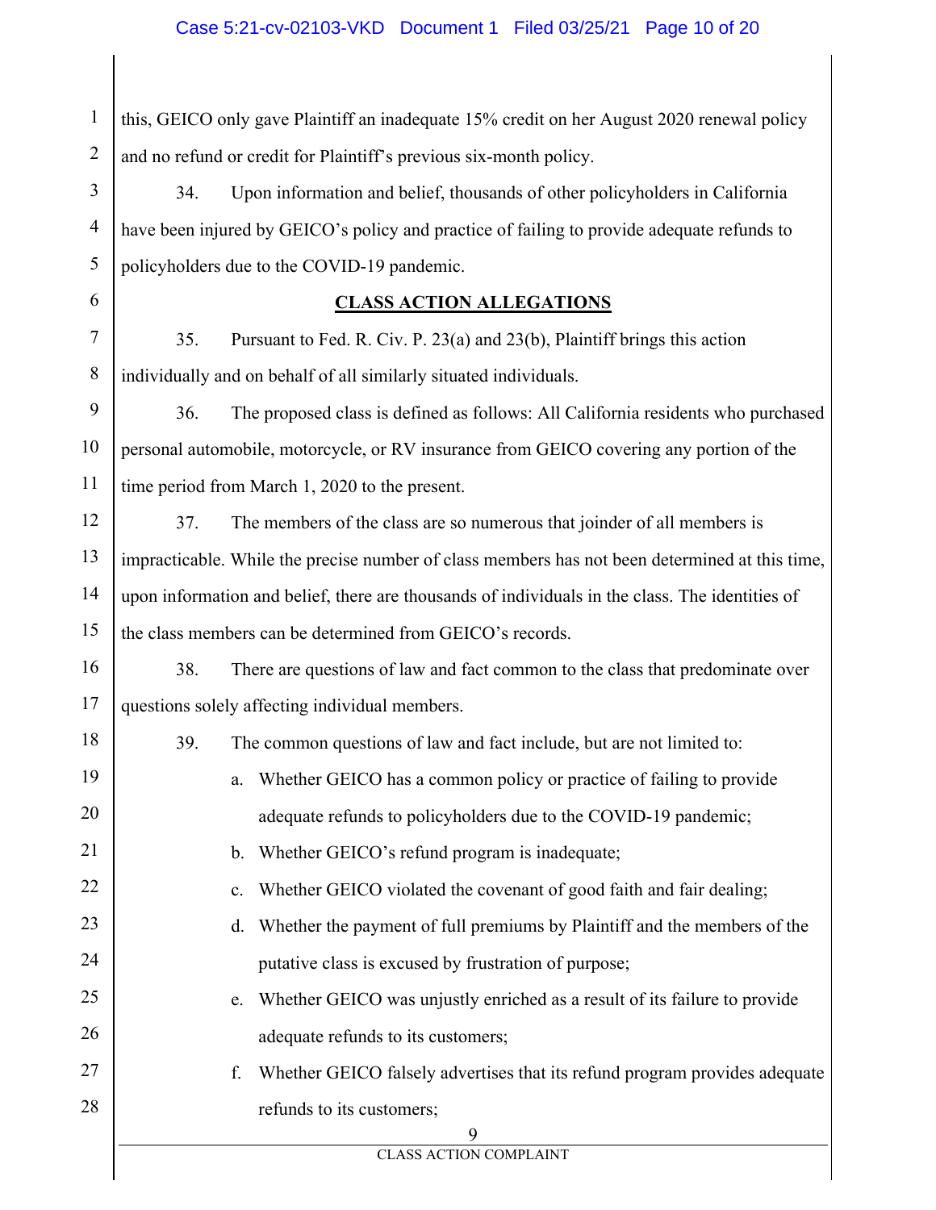this, GEICO only gave Plaintiff an inadequate 15% credit on her August 2020 renewal policy and no refund or credit for Plaintiff's previous six-month policy.

34. Upon information and belief, thousands of other policyholders in California have been injured by GEICO's policy and practice of failing to provide adequate refunds to policyholders due to the COVID-19 pandemic.

## CLASS ACTION ALLEGATIONS

35. Pursuant to Fed. R. Civ. P. 23(a) and 23(b), Plaintiff brings this action individually and on behalf of all similarly situated individuals.

36. The proposed class is defined as follows: All California residents who purchased personal automobile, motorcycle, or RV insurance from GEICO covering any portion of the time period from March 1, 2020 to the present.

37. The members of the class are so numerous that joinder of all members is impracticable. While the precise number of class members has not been determined at this time, upon information and belief, there are thousands of individuals in the class. The identities of the class members can be determined from GEICO's records.

38. There are questions of law and fact common to the class that predominate over questions solely affecting individual members.

39. The common questions of law and fact include, but are not limited to:

a. Whether GEICO has a common policy or practice of failing to provide adequate refunds to policyholders due to the COVID-19 pandemic;

b. Whether GEICO's refund program is inadequate;

c. Whether GEICO violated the covenant of good faith and fair dealing;

d. Whether the payment of full premiums by Plaintiff and the members of the putative class is excused by frustration of purpose;

e. Whether GEICO was unjustly enriched as a result of its failure to provide adequate refunds to its customers;

f. Whether GEICO falsely advertises that its refund program provides adequate refunds to its customers;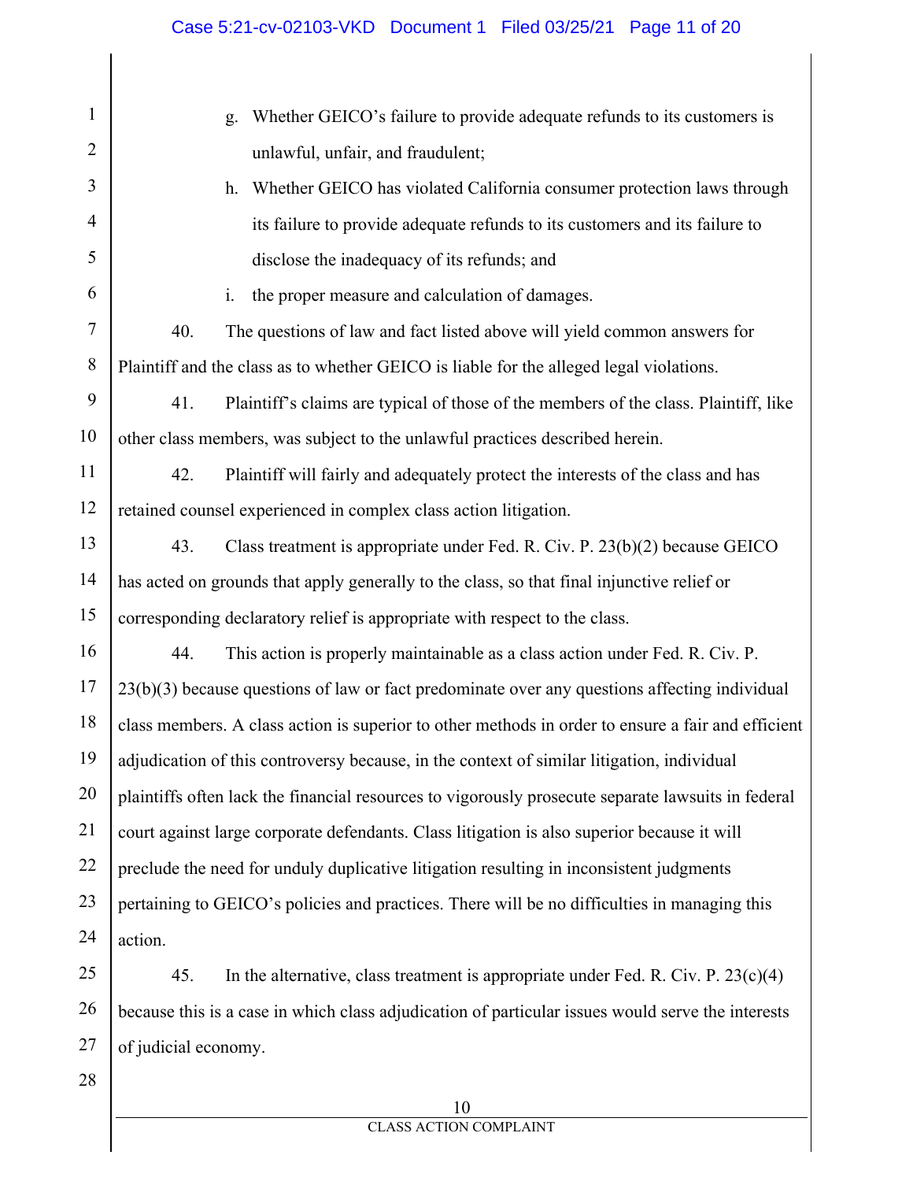g. Whether GEICO's failure to provide adequate refunds to its customers is unlawful, unfair, and fraudulent;

h. Whether GEICO has violated California consumer protection laws through its failure to provide adequate refunds to its customers and its failure to disclose the inadequacy of its refunds; and

i. the proper measure and calculation of damages.

40. The questions of law and fact listed above will yield common answers for Plaintiff and the class as to whether GEICO is liable for the alleged legal violations.

41. Plaintiff's claims are typical of those of the members of the class. Plaintiff, like other class members, was subject to the unlawful practices described herein.

42. Plaintiff will fairly and adequately protect the interests of the class and has retained counsel experienced in complex class action litigation.

43. Class treatment is appropriate under Fed. R. Civ. P. 23(b)(2) because GEICO has acted on grounds that apply generally to the class, so that final injunctive relief or corresponding declaratory relief is appropriate with respect to the class.

44. This action is properly maintainable as a class action under Fed. R. Civ. P. 23(b)(3) because questions of law or fact predominate over any questions affecting individual class members. A class action is superior to other methods in order to ensure a fair and efficient adjudication of this controversy because, in the context of similar litigation, individual plaintiffs often lack the financial resources to vigorously prosecute separate lawsuits in federal court against large corporate defendants. Class litigation is also superior because it will preclude the need for unduly duplicative litigation resulting in inconsistent judgments pertaining to GEICO's policies and practices. There will be no difficulties in managing this action.

45. In the alternative, class treatment is appropriate under Fed. R. Civ. P. 23(c)(4) because this is a case in which class adjudication of particular issues would serve the interests of judicial economy.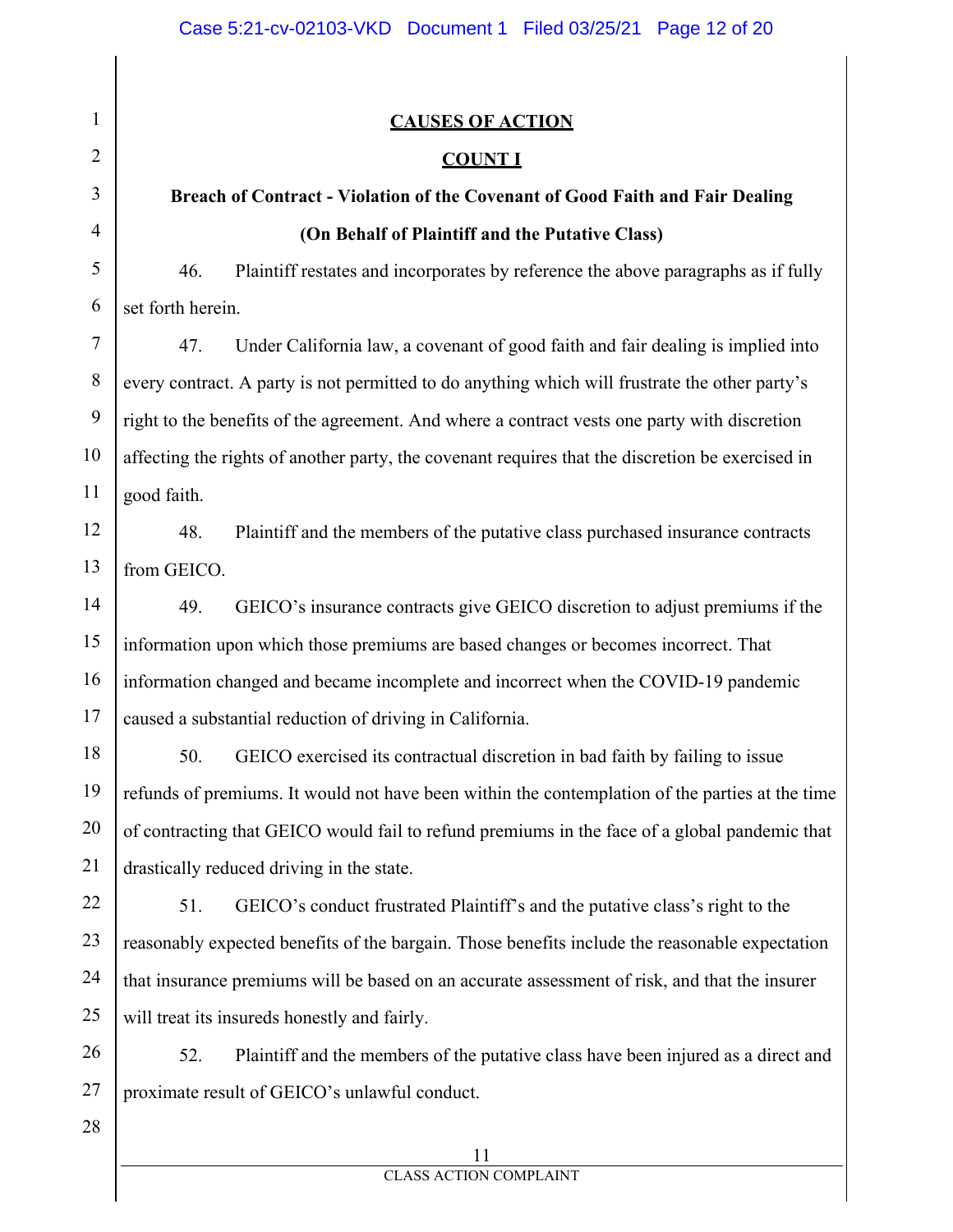## CAUSES OF ACTION

## COUNT I

### Breach of Contract - Violation of the Covenant of Good Faith and Fair Dealing

### (On Behalf of Plaintiff and the Putative Class)

46. Plaintiff restates and incorporates by reference the above paragraphs as if fully set forth herein.

47. Under California law, a covenant of good faith and fair dealing is implied into every contract. A party is not permitted to do anything which will frustrate the other party's right to the benefits of the agreement. And where a contract vests one party with discretion affecting the rights of another party, the covenant requires that the discretion be exercised in good faith.

48. Plaintiff and the members of the putative class purchased insurance contracts from GEICO.

49. GEICO's insurance contracts give GEICO discretion to adjust premiums if the information upon which those premiums are based changes or becomes incorrect. That information changed and became incomplete and incorrect when the COVID-19 pandemic caused a substantial reduction of driving in California.

50. GEICO exercised its contractual discretion in bad faith by failing to issue refunds of premiums. It would not have been within the contemplation of the parties at the time of contracting that GEICO would fail to refund premiums in the face of a global pandemic that drastically reduced driving in the state.

51. GEICO's conduct frustrated Plaintiff's and the putative class's right to the reasonably expected benefits of the bargain. Those benefits include the reasonable expectation that insurance premiums will be based on an accurate assessment of risk, and that the insurer will treat its insureds honestly and fairly.

52. Plaintiff and the members of the putative class have been injured as a direct and proximate result of GEICO's unlawful conduct.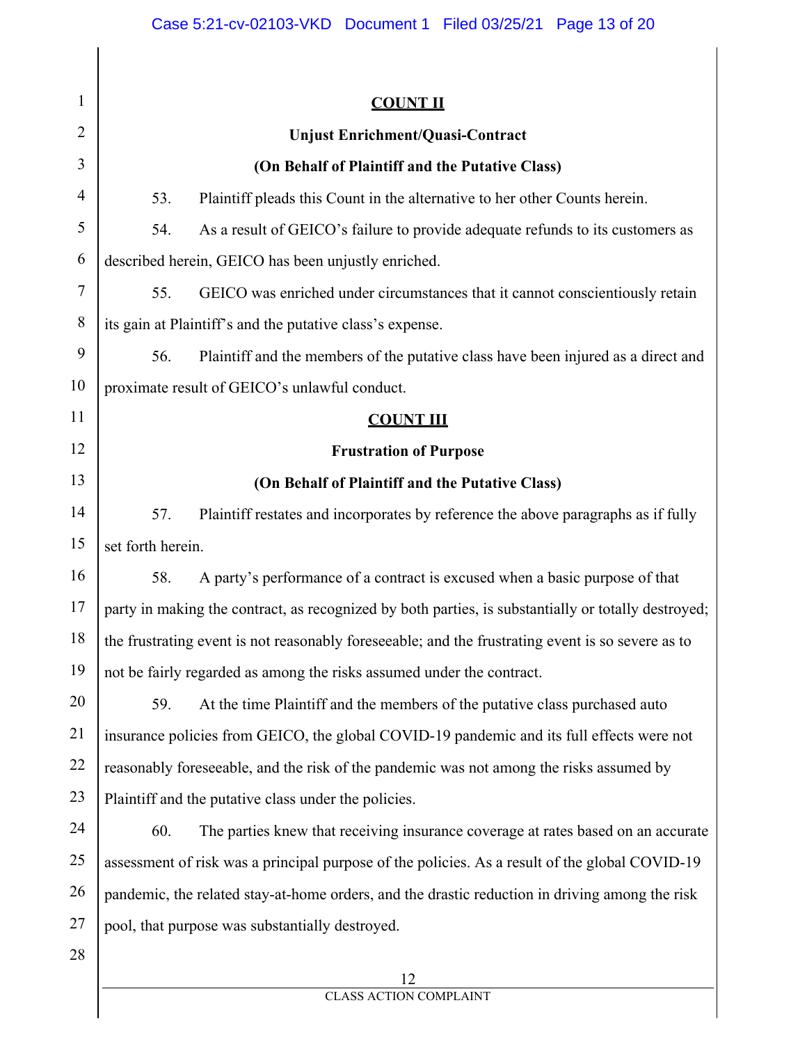**COUNT II**

**Unjust Enrichment/Quasi-Contract**

**(On Behalf of Plaintiff and the Putative Class)**

53. Plaintiff pleads this Count in the alternative to her other Counts herein.

54. As a result of GEICO's failure to provide adequate refunds to its customers as described herein, GEICO has been unjustly enriched.

55. GEICO was enriched under circumstances that it cannot conscientiously retain its gain at Plaintiff's and the putative class's expense.

56. Plaintiff and the members of the putative class have been injured as a direct and proximate result of GEICO's unlawful conduct.

**COUNT III**

**Frustration of Purpose**

**(On Behalf of Plaintiff and the Putative Class)**

57. Plaintiff restates and incorporates by reference the above paragraphs as if fully set forth herein.

58. A party's performance of a contract is excused when a basic purpose of that party in making the contract, as recognized by both parties, is substantially or totally destroyed; the frustrating event is not reasonably foreseeable; and the frustrating event is so severe as to not be fairly regarded as among the risks assumed under the contract.

59. At the time Plaintiff and the members of the putative class purchased auto insurance policies from GEICO, the global COVID-19 pandemic and its full effects were not reasonably foreseeable, and the risk of the pandemic was not among the risks assumed by Plaintiff and the putative class under the policies.

60. The parties knew that receiving insurance coverage at rates based on an accurate assessment of risk was a principal purpose of the policies. As a result of the global COVID-19 pandemic, the related stay-at-home orders, and the drastic reduction in driving among the risk pool, that purpose was substantially destroyed.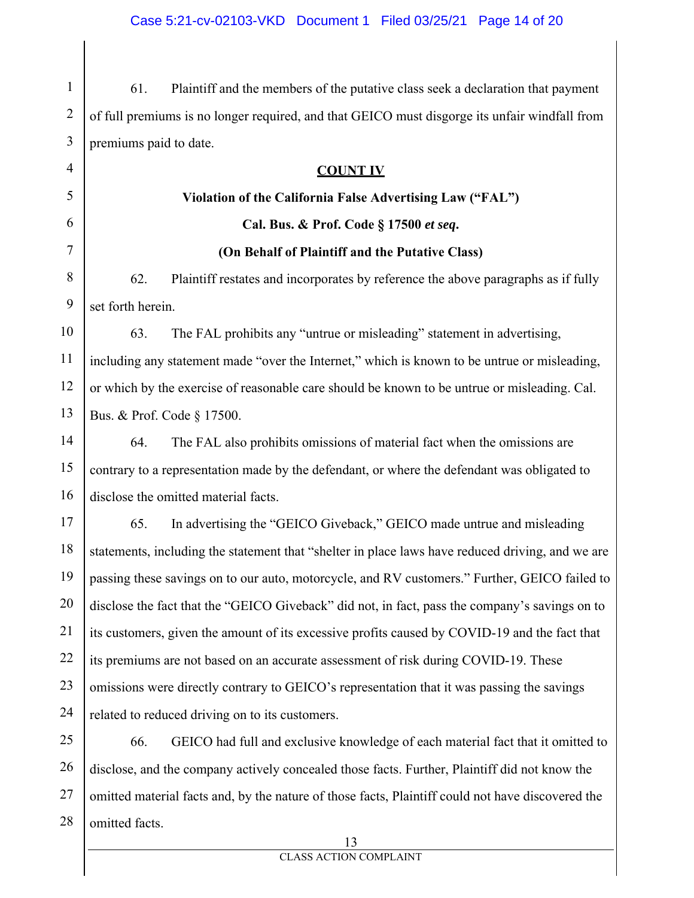61. Plaintiff and the members of the putative class seek a declaration that payment of full premiums is no longer required, and that GEICO must disgorge its unfair windfall from premiums paid to date.

**COUNT IV**

**Violation of the California False Advertising Law ("FAL")**

**Cal. Bus. & Prof. Code § 17500 *et seq*.**

**(On Behalf of Plaintiff and the Putative Class)**

62. Plaintiff restates and incorporates by reference the above paragraphs as if fully set forth herein.

63. The FAL prohibits any "untrue or misleading" statement in advertising, including any statement made "over the Internet," which is known to be untrue or misleading, or which by the exercise of reasonable care should be known to be untrue or misleading. Cal. Bus. & Prof. Code § 17500.

64. The FAL also prohibits omissions of material fact when the omissions are contrary to a representation made by the defendant, or where the defendant was obligated to disclose the omitted material facts.

65. In advertising the "GEICO Giveback," GEICO made untrue and misleading statements, including the statement that "shelter in place laws have reduced driving, and we are passing these savings on to our auto, motorcycle, and RV customers." Further, GEICO failed to disclose the fact that the "GEICO Giveback" did not, in fact, pass the company's savings on to its customers, given the amount of its excessive profits caused by COVID-19 and the fact that its premiums are not based on an accurate assessment of risk during COVID-19. These omissions were directly contrary to GEICO's representation that it was passing the savings related to reduced driving on to its customers.

66. GEICO had full and exclusive knowledge of each material fact that it omitted to disclose, and the company actively concealed those facts. Further, Plaintiff did not know the omitted material facts and, by the nature of those facts, Plaintiff could not have discovered the omitted facts.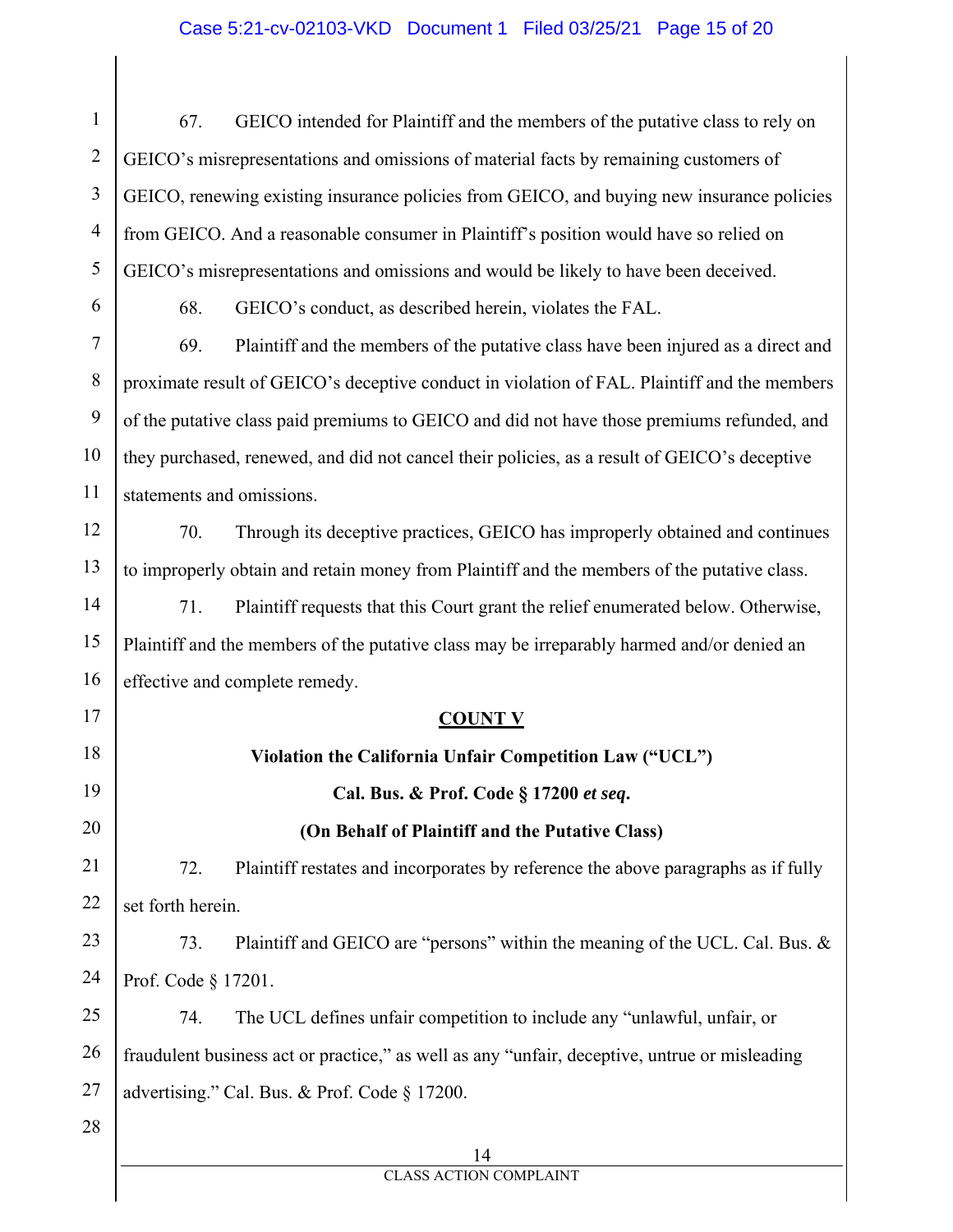67. GEICO intended for Plaintiff and the members of the putative class to rely on GEICO's misrepresentations and omissions of material facts by remaining customers of GEICO, renewing existing insurance policies from GEICO, and buying new insurance policies from GEICO. And a reasonable consumer in Plaintiff's position would have so relied on GEICO's misrepresentations and omissions and would be likely to have been deceived.

68. GEICO's conduct, as described herein, violates the FAL.

69. Plaintiff and the members of the putative class have been injured as a direct and proximate result of GEICO's deceptive conduct in violation of FAL. Plaintiff and the members of the putative class paid premiums to GEICO and did not have those premiums refunded, and they purchased, renewed, and did not cancel their policies, as a result of GEICO's deceptive statements and omissions.

70. Through its deceptive practices, GEICO has improperly obtained and continues to improperly obtain and retain money from Plaintiff and the members of the putative class.

71. Plaintiff requests that this Court grant the relief enumerated below. Otherwise, Plaintiff and the members of the putative class may be irreparably harmed and/or denied an effective and complete remedy.

## COUNT V

### Violation the California Unfair Competition Law ("UCL")

### Cal. Bus. & Prof. Code § 17200 *et seq*.

### (On Behalf of Plaintiff and the Putative Class)

72. Plaintiff restates and incorporates by reference the above paragraphs as if fully set forth herein.

73. Plaintiff and GEICO are "persons" within the meaning of the UCL. Cal. Bus. & Prof. Code § 17201.

74. The UCL defines unfair competition to include any "unlawful, unfair, or fraudulent business act or practice," as well as any "unfair, deceptive, untrue or misleading advertising." Cal. Bus. & Prof. Code § 17200.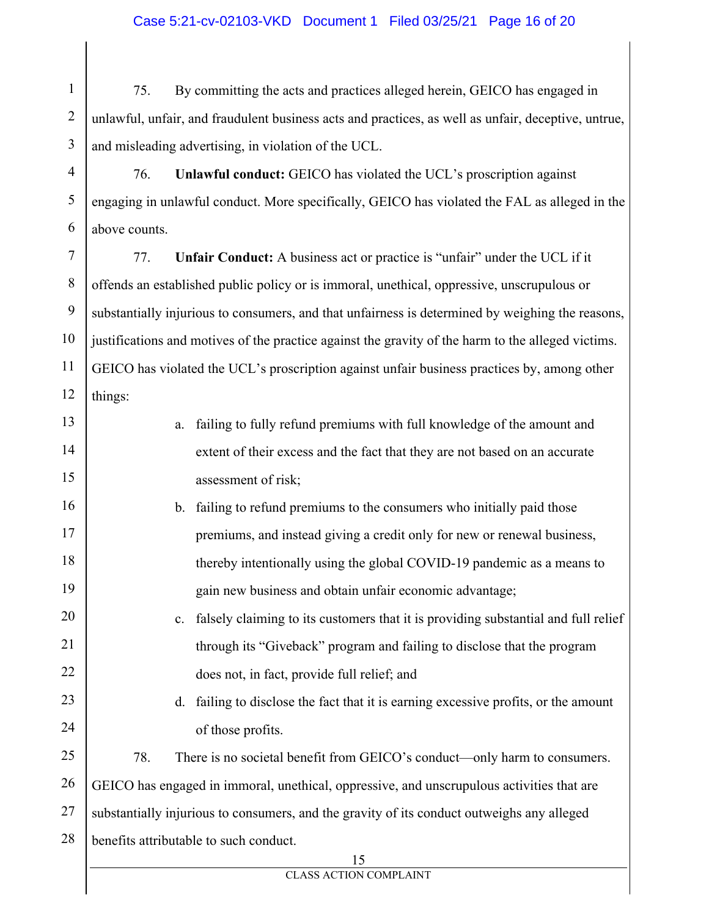75. By committing the acts and practices alleged herein, GEICO has engaged in unlawful, unfair, and fraudulent business acts and practices, as well as unfair, deceptive, untrue, and misleading advertising, in violation of the UCL.

76. **Unlawful conduct:** GEICO has violated the UCL's proscription against engaging in unlawful conduct. More specifically, GEICO has violated the FAL as alleged in the above counts.

77. **Unfair Conduct:** A business act or practice is "unfair" under the UCL if it offends an established public policy or is immoral, unethical, oppressive, unscrupulous or substantially injurious to consumers, and that unfairness is determined by weighing the reasons, justifications and motives of the practice against the gravity of the harm to the alleged victims. GEICO has violated the UCL's proscription against unfair business practices by, among other things:

a. failing to fully refund premiums with full knowledge of the amount and extent of their excess and the fact that they are not based on an accurate assessment of risk;

b. failing to refund premiums to the consumers who initially paid those premiums, and instead giving a credit only for new or renewal business, thereby intentionally using the global COVID-19 pandemic as a means to gain new business and obtain unfair economic advantage;

c. falsely claiming to its customers that it is providing substantial and full relief through its "Giveback" program and failing to disclose that the program does not, in fact, provide full relief; and

d. failing to disclose the fact that it is earning excessive profits, or the amount of those profits.

78. There is no societal benefit from GEICO's conduct—only harm to consumers. GEICO has engaged in immoral, unethical, oppressive, and unscrupulous activities that are substantially injurious to consumers, and the gravity of its conduct outweighs any alleged benefits attributable to such conduct.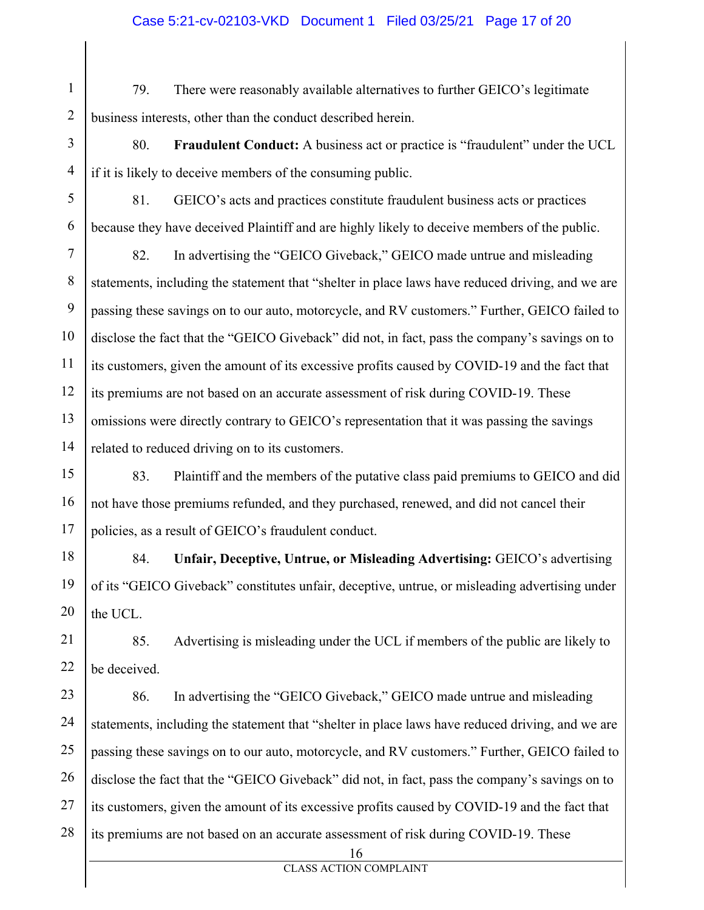79. There were reasonably available alternatives to further GEICO's legitimate business interests, other than the conduct described herein.

80. **Fraudulent Conduct:** A business act or practice is "fraudulent" under the UCL if it is likely to deceive members of the consuming public.

81. GEICO's acts and practices constitute fraudulent business acts or practices because they have deceived Plaintiff and are highly likely to deceive members of the public.

82. In advertising the "GEICO Giveback," GEICO made untrue and misleading statements, including the statement that "shelter in place laws have reduced driving, and we are passing these savings on to our auto, motorcycle, and RV customers." Further, GEICO failed to disclose the fact that the "GEICO Giveback" did not, in fact, pass the company's savings on to its customers, given the amount of its excessive profits caused by COVID-19 and the fact that its premiums are not based on an accurate assessment of risk during COVID-19. These omissions were directly contrary to GEICO's representation that it was passing the savings related to reduced driving on to its customers.

83. Plaintiff and the members of the putative class paid premiums to GEICO and did not have those premiums refunded, and they purchased, renewed, and did not cancel their policies, as a result of GEICO's fraudulent conduct.

84. **Unfair, Deceptive, Untrue, or Misleading Advertising:** GEICO's advertising of its "GEICO Giveback" constitutes unfair, deceptive, untrue, or misleading advertising under the UCL.

85. Advertising is misleading under the UCL if members of the public are likely to be deceived.

86. In advertising the "GEICO Giveback," GEICO made untrue and misleading statements, including the statement that "shelter in place laws have reduced driving, and we are passing these savings on to our auto, motorcycle, and RV customers." Further, GEICO failed to disclose the fact that the "GEICO Giveback" did not, in fact, pass the company's savings on to its customers, given the amount of its excessive profits caused by COVID-19 and the fact that its premiums are not based on an accurate assessment of risk during COVID-19. These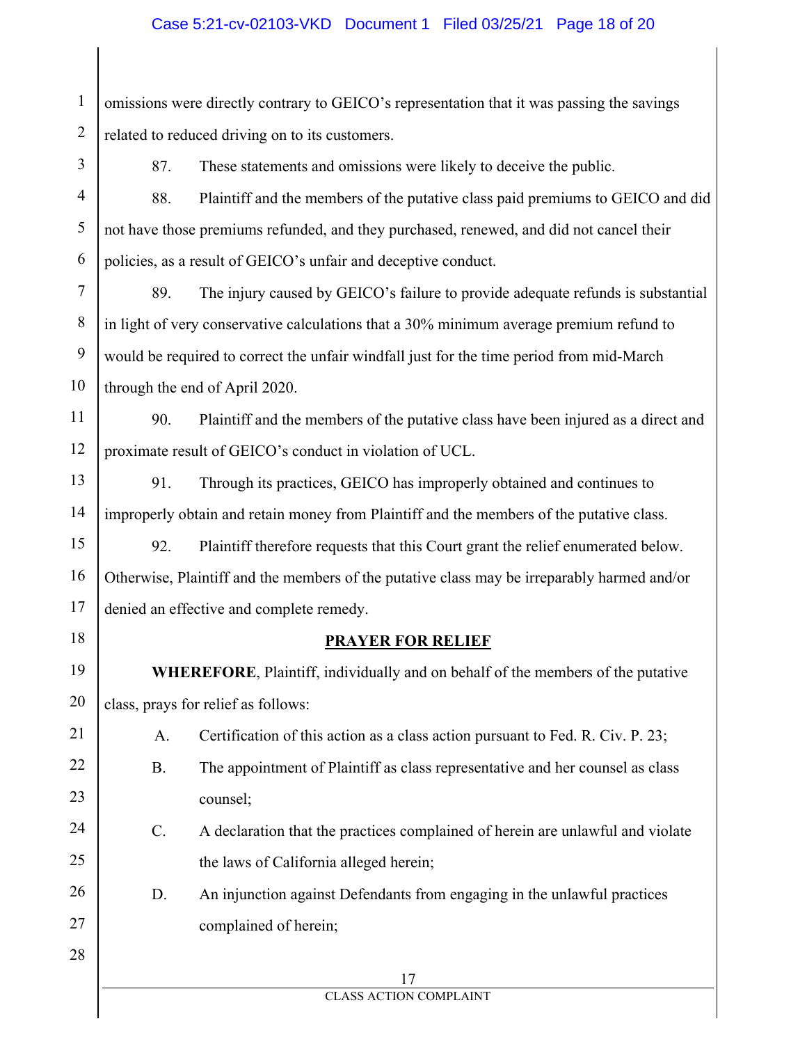omissions were directly contrary to GEICO's representation that it was passing the savings related to reduced driving on to its customers.

87. These statements and omissions were likely to deceive the public.

88. Plaintiff and the members of the putative class paid premiums to GEICO and did not have those premiums refunded, and they purchased, renewed, and did not cancel their policies, as a result of GEICO's unfair and deceptive conduct.

89. The injury caused by GEICO's failure to provide adequate refunds is substantial in light of very conservative calculations that a 30% minimum average premium refund to would be required to correct the unfair windfall just for the time period from mid-March through the end of April 2020.

90. Plaintiff and the members of the putative class have been injured as a direct and proximate result of GEICO's conduct in violation of UCL.

91. Through its practices, GEICO has improperly obtained and continues to improperly obtain and retain money from Plaintiff and the members of the putative class.

92. Plaintiff therefore requests that this Court grant the relief enumerated below. Otherwise, Plaintiff and the members of the putative class may be irreparably harmed and/or denied an effective and complete remedy.

## PRAYER FOR RELIEF

**WHEREFORE**, Plaintiff, individually and on behalf of the members of the putative class, prays for relief as follows:

A. Certification of this action as a class action pursuant to Fed. R. Civ. P. 23;

B. The appointment of Plaintiff as class representative and her counsel as class counsel;

C. A declaration that the practices complained of herein are unlawful and violate the laws of California alleged herein;

D. An injunction against Defendants from engaging in the unlawful practices complained of herein;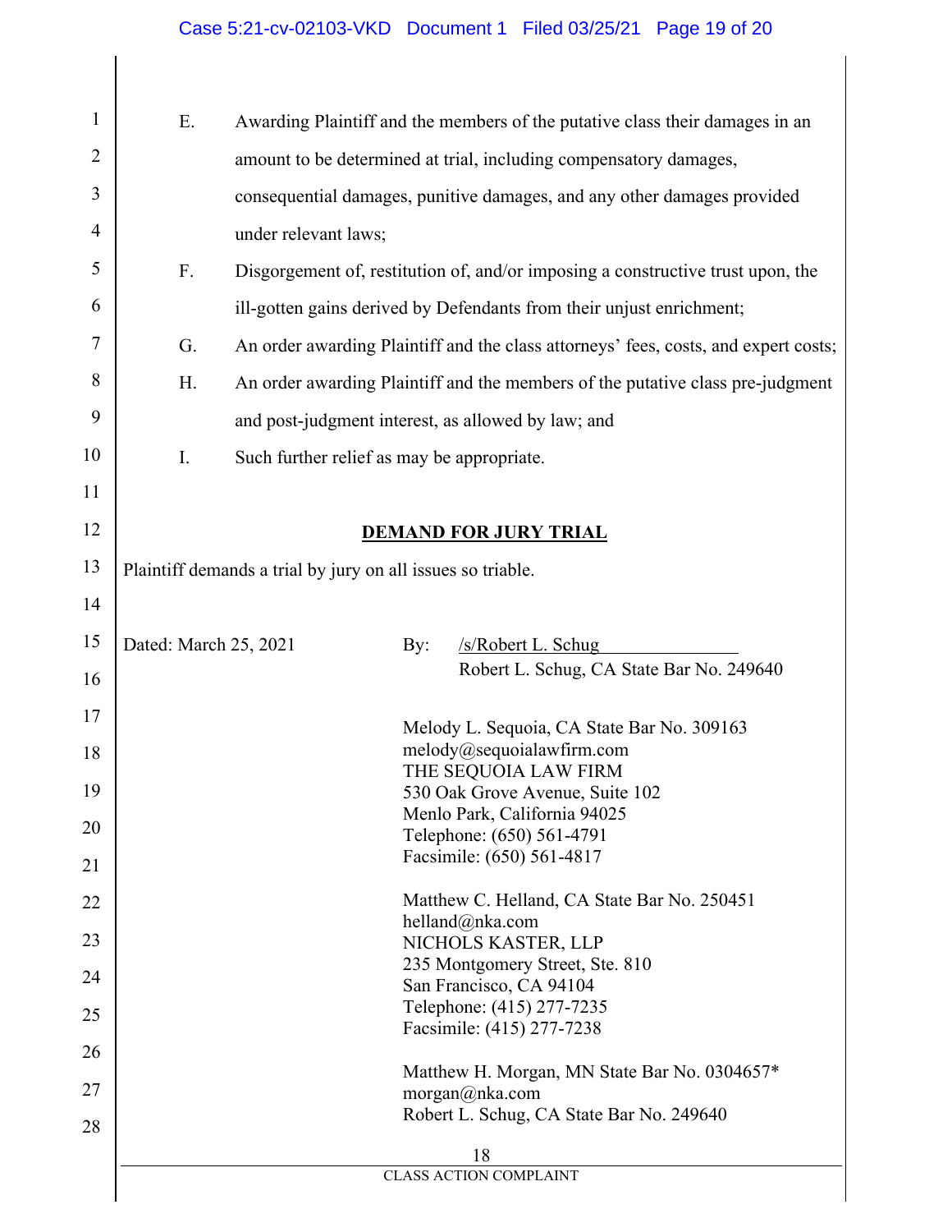E. Awarding Plaintiff and the members of the putative class their damages in an amount to be determined at trial, including compensatory damages, consequential damages, punitive damages, and any other damages provided under relevant laws;

F. Disgorgement of, restitution of, and/or imposing a constructive trust upon, the ill-gotten gains derived by Defendants from their unjust enrichment;

G. An order awarding Plaintiff and the class attorneys' fees, costs, and expert costs;

H. An order awarding Plaintiff and the members of the putative class pre-judgment and post-judgment interest, as allowed by law; and

I. Such further relief as may be appropriate.

## DEMAND FOR JURY TRIAL

Plaintiff demands a trial by jury on all issues so triable.

Dated: March 25, 2021

By: /s/Robert L. Schug
Robert L. Schug, CA State Bar No. 249640

Melody L. Sequoia, CA State Bar No. 309163
melody@sequoialawfirm.com
THE SEQUOIA LAW FIRM
530 Oak Grove Avenue, Suite 102
Menlo Park, California 94025
Telephone: (650) 561-4791
Facsimile: (650) 561-4817

Matthew C. Helland, CA State Bar No. 250451
helland@nka.com
NICHOLS KASTER, LLP
235 Montgomery Street, Ste. 810
San Francisco, CA 94104
Telephone: (415) 277-7235
Facsimile: (415) 277-7238

Matthew H. Morgan, MN State Bar No. 0304657*
morgan@nka.com
Robert L. Schug, CA State Bar No. 249640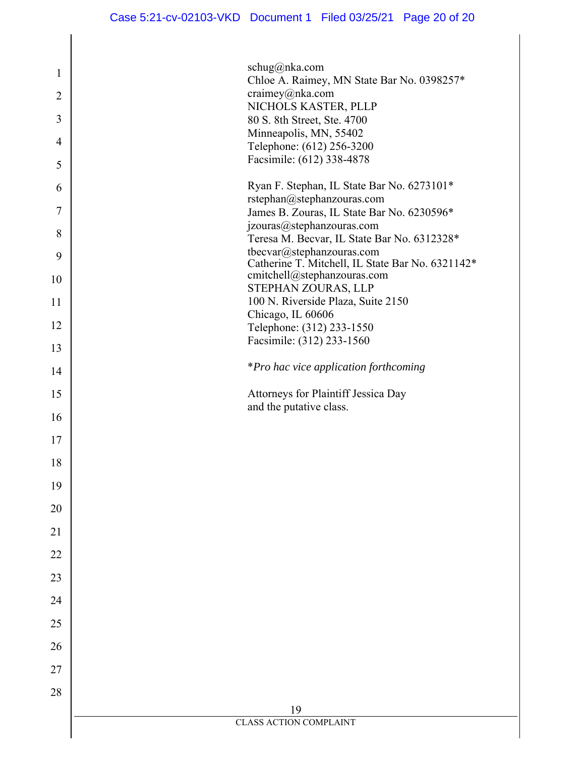schug@nka.com
Chloe A. Raimey, MN State Bar No. 0398257*
craimey@nka.com
NICHOLS KASTER, PLLP
80 S. 8th Street, Ste. 4700
Minneapolis, MN, 55402
Telephone: (612) 256-3200
Facsimile: (612) 338-4878

Ryan F. Stephan, IL State Bar No. 6273101*
rstephan@stephanzouras.com
James B. Zouras, IL State Bar No. 6230596*
jzouras@stephanzouras.com
Teresa M. Becvar, IL State Bar No. 6312328*
tbecvar@stephanzouras.com
Catherine T. Mitchell, IL State Bar No. 6321142*
cmitchell@stephanzouras.com
STEPHAN ZOURAS, LLP
100 N. Riverside Plaza, Suite 2150
Chicago, IL 60606
Telephone: (312) 233-1550
Facsimile: (312) 233-1560

**Pro hac vice application forthcoming*

Attorneys for Plaintiff Jessica Day
and the putative class.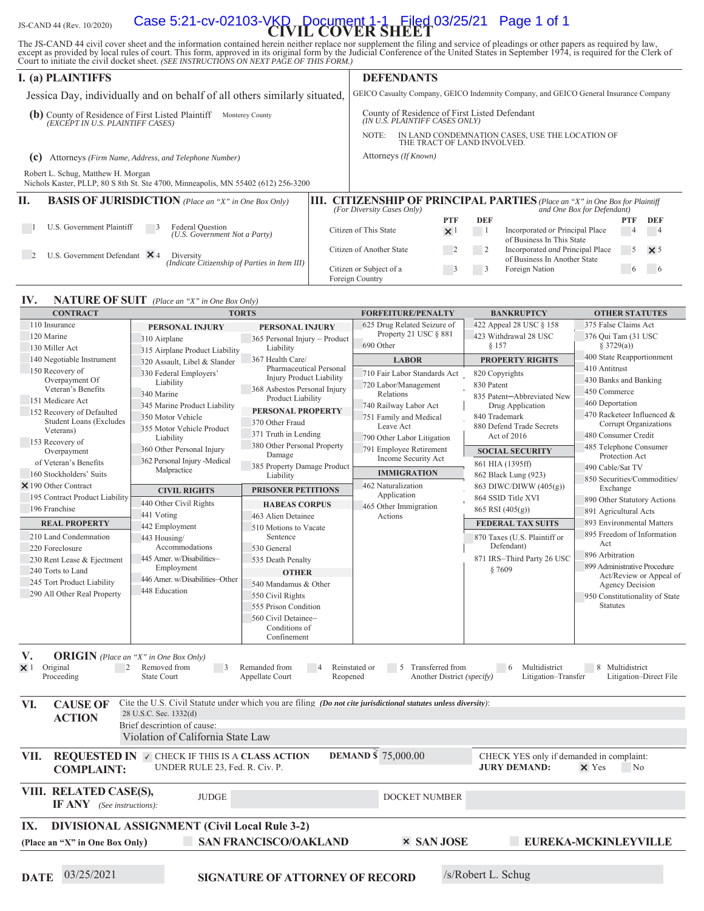JS-CAND 44 (Rev. 10/2020)

# CIVIL COVER SHEET

The JS-CAND 44 civil cover sheet and the information contained herein neither replace nor supplement the filing and service of pleadings or other papers as required by law, except as provided by local rules of court. This form, approved in its original form by the Judicial Conference of the United States in September 1974, is required for the Clerk of Court to initiate the civil docket sheet. *(SEE INSTRUCTIONS ON NEXT PAGE OF THIS FORM.)*

## I. (a) PLAINTIFFS

Jessica Day, individually and on behalf of all others similarly situated,

**(b)** County of Residence of First Listed Plaintiff Monterey County
*(EXCEPT IN U.S. PLAINTIFF CASES)*

**(c)** Attorneys *(Firm Name, Address, and Telephone Number)*

Robert L. Schug, Matthew H. Morgan
Nichols Kaster, PLLP, 80 S 8th St. Ste 4700, Minneapolis, MN 55402 (612) 256-3200

## DEFENDANTS

GEICO Casualty Company, GEICO Indemnity Company, and GEICO General Insurance Company

County of Residence of First Listed Defendant
*(IN U.S. PLAINTIFF CASES ONLY)*

NOTE: IN LAND CONDEMNATION CASES, USE THE LOCATION OF THE TRACT OF LAND INVOLVED.

Attorneys *(If Known)*

## II. BASIS OF JURISDICTION *(Place an "X" in One Box Only)*

- 1 U.S. Government Plaintiff
- 3 Federal Question *(U.S. Government Not a Party)*
- 2 U.S. Government Defendant
- X 4 Diversity *(Indicate Citizenship of Parties in Item III)*

## III. CITIZENSHIP OF PRINCIPAL PARTIES *(Place an "X" in One Box for Plaintiff and One Box for Defendant)* *(For Diversity Cases Only)*

| | PTF | DEF | | PTF | DEF |
|---|---|---|---|---|---|
| Citizen of This State | X 1 | 1 | Incorporated *or* Principal Place of Business In This State | 4 | 4 |
| Citizen of Another State | 2 | 2 | Incorporated *and* Principal Place of Business In Another State | 5 | X 5 |
| Citizen or Subject of a Foreign Country | 3 | 3 | Foreign Nation | 6 | 6 |

## IV. NATURE OF SUIT *(Place an "X" in One Box Only)*

**CONTRACT**
- 110 Insurance
- 120 Marine
- 130 Miller Act
- 140 Negotiable Instrument
- 150 Recovery of Overpayment Of Veteran's Benefits
- 151 Medicare Act
- 152 Recovery of Defaulted Student Loans (Excludes Veterans)
- 153 Recovery of Overpayment of Veteran's Benefits
- 160 Stockholders' Suits
- X 190 Other Contract
- 195 Contract Product Liability
- 196 Franchise

**REAL PROPERTY**
- 210 Land Condemnation
- 220 Foreclosure
- 230 Rent Lease & Ejectment
- 240 Torts to Land
- 245 Tort Product Liability
- 290 All Other Real Property

**TORTS — PERSONAL INJURY**
- 310 Airplane
- 315 Airplane Product Liability
- 320 Assault, Libel & Slander
- 330 Federal Employers' Liability
- 340 Marine
- 345 Marine Product Liability
- 350 Motor Vehicle
- 355 Motor Vehicle Product Liability
- 360 Other Personal Injury
- 362 Personal Injury -Medical Malpractice

**CIVIL RIGHTS**
- 440 Other Civil Rights
- 441 Voting
- 442 Employment
- 443 Housing/ Accommodations
- 445 Amer. w/Disabilities–Employment
- 446 Amer. w/Disabilities–Other
- 448 Education

**PERSONAL INJURY**
- 365 Personal Injury – Product Liability
- 367 Health Care/ Pharmaceutical Personal Injury Product Liability
- 368 Asbestos Personal Injury Product Liability

**PERSONAL PROPERTY**
- 370 Other Fraud
- 371 Truth in Lending
- 380 Other Personal Property Damage
- 385 Property Damage Product Liability

**PRISONER PETITIONS — HABEAS CORPUS**
- 463 Alien Detainee
- 510 Motions to Vacate Sentence
- 530 General
- 535 Death Penalty

**OTHER**
- 540 Mandamus & Other
- 550 Civil Rights
- 555 Prison Condition
- 560 Civil Detainee– Conditions of Confinement

**FORFEITURE/PENALTY**
- 625 Drug Related Seizure of Property 21 USC § 881
- 690 Other

**LABOR**
- 710 Fair Labor Standards Act
- 720 Labor/Management Relations
- 740 Railway Labor Act
- 751 Family and Medical Leave Act
- 790 Other Labor Litigation
- 791 Employee Retirement Income Security Act

**IMMIGRATION**
- 462 Naturalization Application
- 465 Other Immigration Actions

**BANKRUPTCY**
- 422 Appeal 28 USC § 158
- 423 Withdrawal 28 USC § 157

**PROPERTY RIGHTS**
- 820 Copyrights
- 830 Patent
- 835 Patent─Abbreviated New Drug Application
- 840 Trademark
- 880 Defend Trade Secrets Act of 2016

**SOCIAL SECURITY**
- 861 HIA (1395ff)
- 862 Black Lung (923)
- 863 DIWC/DIWW (405(g))
- 864 SSID Title XVI
- 865 RSI (405(g))

**FEDERAL TAX SUITS**
- 870 Taxes (U.S. Plaintiff or Defendant)
- 871 IRS–Third Party 26 USC § 7609

**OTHER STATUTES**
- 375 False Claims Act
- 376 Qui Tam (31 USC § 3729(a))
- 400 State Reapportionment
- 410 Antitrust
- 430 Banks and Banking
- 450 Commerce
- 460 Deportation
- 470 Racketeer Influenced & Corrupt Organizations
- 480 Consumer Credit
- 485 Telephone Consumer Protection Act
- 490 Cable/Sat TV
- 850 Securities/Commodities/ Exchange
- 890 Other Statutory Actions
- 891 Agricultural Acts
- 893 Environmental Matters
- 895 Freedom of Information Act
- 896 Arbitration
- 899 Administrative Procedure Act/Review or Appeal of Agency Decision
- 950 Constitutionality of State Statutes

## V. ORIGIN *(Place an "X" in One Box Only)*

- X 1 Original Proceeding
- 2 Removed from State Court
- 3 Remanded from Appellate Court
- 4 Reinstated or Reopened
- 5 Transferred from Another District *(specify)*
- 6 Multidistrict Litigation–Transfer
- 8 Multidistrict Litigation–Direct File

## VI. CAUSE OF ACTION

Cite the U.S. Civil Statute under which you are filing ***(Do not cite jurisdictional statutes unless diversity)***: 28 U.S.C. Sec. 1332(d)

Brief description of cause: Violation of California State Law

## VII. REQUESTED IN COMPLAINT:

✓ CHECK IF THIS IS A **CLASS ACTION** UNDER RULE 23, Fed. R. Civ. P.

**DEMAND** $ 75,000.00

CHECK YES only if demanded in complaint: **JURY DEMAND:** X Yes ☐ No

## VIII. RELATED CASE(S), IF ANY *(See instructions)*:

JUDGE DOCKET NUMBER

## IX. DIVISIONAL ASSIGNMENT (Civil Local Rule 3-2)

**(Place an "X" in One Box Only)** ☐ **SAN FRANCISCO/OAKLAND** X **SAN JOSE** ☐ **EUREKA-MCKINLEYVILLE**

**DATE** 03/25/2021 **SIGNATURE OF ATTORNEY OF RECORD** /s/Robert L. Schug